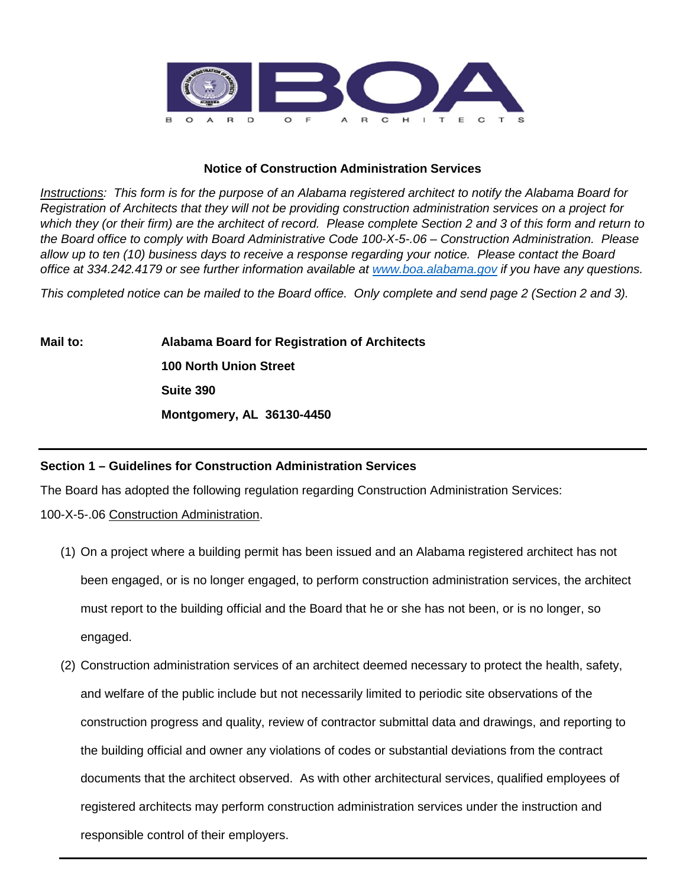BOA

BOARD OF ARCHITECTS

## Notice of Construction Administration Services

*Instructions: This form is for the purpose of an Alabama registered architect to notify the Alabama Board for Registration of Architects that they will not be providing construction administration services on a project for which they (or their firm) are the architect of record. Please complete Section 2 and 3 of this form and return to the Board office to comply with Board Administrative Code 100-X-5-.06 – Construction Administration. Please allow up to ten (10) business days to receive a response regarding your notice. Please contact the Board office at 334.242.4179 or see further information available at www.boa.alabama.gov if you have any questions.*

*This completed notice can be mailed to the Board office. Only complete and send page 2 (Section 2 and 3).*

**Mail to:**

**Alabama Board for Registration of Architects**
**100 North Union Street**
**Suite 390**
**Montgomery, AL 36130-4450**

---

### Section 1 – Guidelines for Construction Administration Services

The Board has adopted the following regulation regarding Construction Administration Services:

100-X-5-.06 Construction Administration.

(1) On a project where a building permit has been issued and an Alabama registered architect has not been engaged, or is no longer engaged, to perform construction administration services, the architect must report to the building official and the Board that he or she has not been, or is no longer, so engaged.

(2) Construction administration services of an architect deemed necessary to protect the health, safety, and welfare of the public include but not necessarily limited to periodic site observations of the construction progress and quality, review of contractor submittal data and drawings, and reporting to the building official and owner any violations of codes or substantial deviations from the contract documents that the architect observed. As with other architectural services, qualified employees of registered architects may perform construction administration services under the instruction and responsible control of their employers.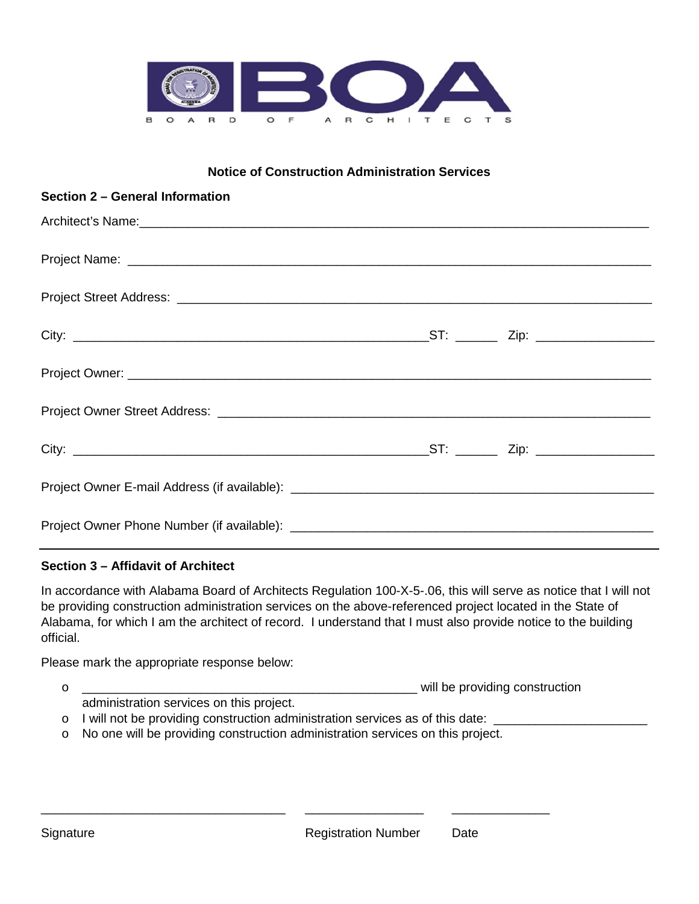BOARD OF ARCHITECTS

**Notice of Construction Administration Services**

**Section 2 – General Information**

Architect's Name:\_\_\_\_\_\_\_\_\_\_\_\_\_\_\_\_\_\_\_\_\_\_\_\_\_\_\_\_\_\_\_\_\_\_\_\_\_\_\_\_\_\_\_\_\_\_\_\_\_\_\_\_\_\_\_\_\_\_\_\_\_\_\_\_\_\_\_\_\_\_\_\_

Project Name: \_\_\_\_\_\_\_\_\_\_\_\_\_\_\_\_\_\_\_\_\_\_\_\_\_\_\_\_\_\_\_\_\_\_\_\_\_\_\_\_\_\_\_\_\_\_\_\_\_\_\_\_\_\_\_\_\_\_\_\_\_\_\_\_\_\_\_\_\_\_\_\_\_\_

Project Street Address: \_\_\_\_\_\_\_\_\_\_\_\_\_\_\_\_\_\_\_\_\_\_\_\_\_\_\_\_\_\_\_\_\_\_\_\_\_\_\_\_\_\_\_\_\_\_\_\_\_\_\_\_\_\_\_\_\_\_\_\_\_\_\_\_\_\_\_

City: \_\_\_\_\_\_\_\_\_\_\_\_\_\_\_\_\_\_\_\_\_\_\_\_\_\_\_\_\_\_\_\_\_\_\_\_\_\_\_\_\_\_\_\_\_\_\_\_\_\_\_\_\_ST: \_\_\_\_\_\_ Zip: \_\_\_\_\_\_\_\_\_\_\_\_\_\_\_\_\_

Project Owner: \_\_\_\_\_\_\_\_\_\_\_\_\_\_\_\_\_\_\_\_\_\_\_\_\_\_\_\_\_\_\_\_\_\_\_\_\_\_\_\_\_\_\_\_\_\_\_\_\_\_\_\_\_\_\_\_\_\_\_\_\_\_\_\_\_\_\_\_\_\_\_\_\_

Project Owner Street Address: \_\_\_\_\_\_\_\_\_\_\_\_\_\_\_\_\_\_\_\_\_\_\_\_\_\_\_\_\_\_\_\_\_\_\_\_\_\_\_\_\_\_\_\_\_\_\_\_\_\_\_\_\_\_\_\_\_\_\_\_\_\_

City: \_\_\_\_\_\_\_\_\_\_\_\_\_\_\_\_\_\_\_\_\_\_\_\_\_\_\_\_\_\_\_\_\_\_\_\_\_\_\_\_\_\_\_\_\_\_\_\_\_\_\_\_\_ST: \_\_\_\_\_\_ Zip: \_\_\_\_\_\_\_\_\_\_\_\_\_\_\_\_\_

Project Owner E-mail Address (if available): \_\_\_\_\_\_\_\_\_\_\_\_\_\_\_\_\_\_\_\_\_\_\_\_\_\_\_\_\_\_\_\_\_\_\_\_\_\_\_\_\_\_\_\_\_\_\_\_\_\_\_

Project Owner Phone Number (if available): \_\_\_\_\_\_\_\_\_\_\_\_\_\_\_\_\_\_\_\_\_\_\_\_\_\_\_\_\_\_\_\_\_\_\_\_\_\_\_\_\_\_\_\_\_\_\_\_\_\_\_

---

**Section 3 – Affidavit of Architect**

In accordance with Alabama Board of Architects Regulation 100-X-5-.06, this will serve as notice that I will not be providing construction administration services on the above-referenced project located in the State of Alabama, for which I am the architect of record. I understand that I must also provide notice to the building official.

Please mark the appropriate response below:

- o \_\_\_\_\_\_\_\_\_\_\_\_\_\_\_\_\_\_\_\_\_\_\_\_\_\_\_\_\_\_\_\_\_\_\_\_\_\_\_\_\_\_\_\_\_\_\_\_\_ will be providing construction administration services on this project.
- o I will not be providing construction administration services as of this date: \_\_\_\_\_\_\_\_\_\_\_\_\_\_\_\_\_\_\_\_\_\_
- o No one will be providing construction administration services on this project.

\_\_\_\_\_\_\_\_\_\_\_\_\_\_\_\_\_\_\_\_\_\_\_\_\_\_\_\_\_\_\_\_\_\_\_\_ \_\_\_\_\_\_\_\_\_\_\_\_\_\_\_\_\_\_ \_\_\_\_\_\_\_\_\_\_\_\_\_\_\_

Signature | Registration Number | Date